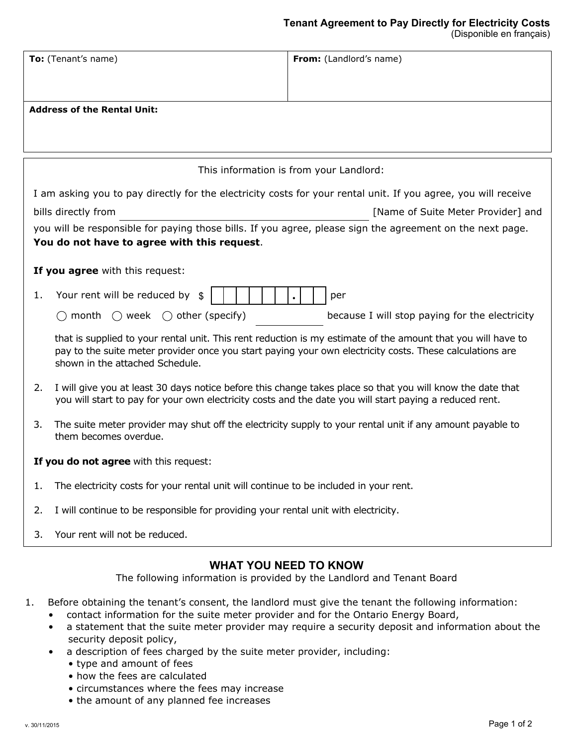# Tenant Agreement to Pay Directly for Electricity Costs

(Disponible en français)

| **To:** (Tenant's name) | **From:** (Landlord's name) |
| --- | --- |
| | |
| **Address of the Rental Unit:** | |
| | |

This information is from your Landlord:

I am asking you to pay directly for the electricity costs for your rental unit. If you agree, you will receive bills directly from ______________________________ [Name of Suite Meter Provider] and you will be responsible for paying those bills. If you agree, please sign the agreement on the next page. **You do not have to agree with this request**.

**If you agree** with this request:

1. Your rent will be reduced by $ ________ . ____ per ○ month ○ week ○ other (specify) __________ because I will stop paying for the electricity that is supplied to your rental unit. This rent reduction is my estimate of the amount that you will have to pay to the suite meter provider once you start paying your own electricity costs. These calculations are shown in the attached Schedule.
2. I will give you at least 30 days notice before this change takes place so that you will know the date that you will start to pay for your own electricity costs and the date you will start paying a reduced rent.
3. The suite meter provider may shut off the electricity supply to your rental unit if any amount payable to them becomes overdue.

**If you do not agree** with this request:

1. The electricity costs for your rental unit will continue to be included in your rent.
2. I will continue to be responsible for providing your rental unit with electricity.
3. Your rent will not be reduced.

## WHAT YOU NEED TO KNOW

The following information is provided by the Landlord and Tenant Board

1. Before obtaining the tenant's consent, the landlord must give the tenant the following information:
   - contact information for the suite meter provider and for the Ontario Energy Board,
   - a statement that the suite meter provider may require a security deposit and information about the security deposit policy,
   - a description of fees charged by the suite meter provider, including:
     - type and amount of fees
     - how the fees are calculated
     - circumstances where the fees may increase
     - the amount of any planned fee increases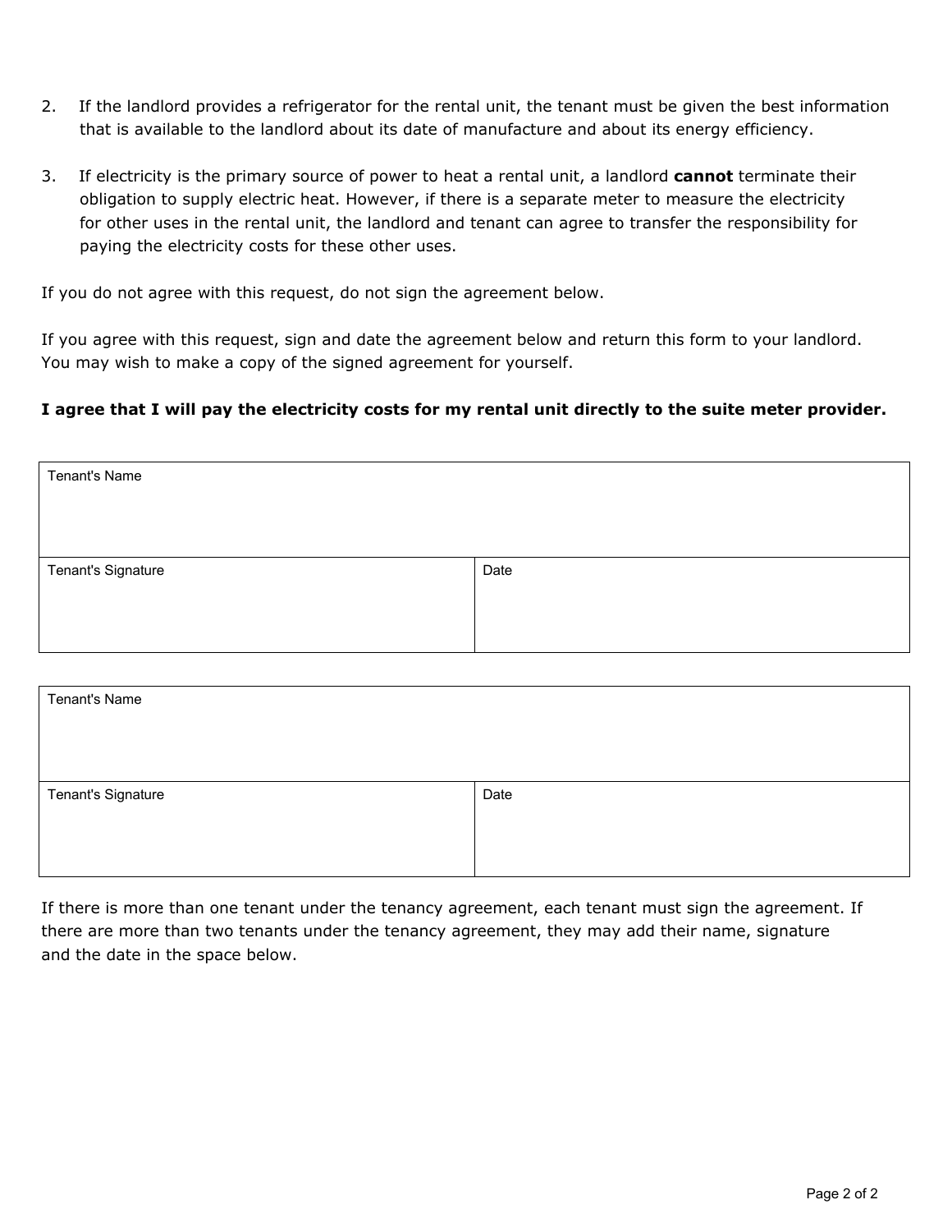2. If the landlord provides a refrigerator for the rental unit, the tenant must be given the best information that is available to the landlord about its date of manufacture and about its energy efficiency.

3. If electricity is the primary source of power to heat a rental unit, a landlord **cannot** terminate their obligation to supply electric heat. However, if there is a separate meter to measure the electricity for other uses in the rental unit, the landlord and tenant can agree to transfer the responsibility for paying the electricity costs for these other uses.

If you do not agree with this request, do not sign the agreement below.

If you agree with this request, sign and date the agreement below and return this form to your landlord. You may wish to make a copy of the signed agreement for yourself.

**I agree that I will pay the electricity costs for my rental unit directly to the suite meter provider.**

| Tenant's Name | |
|---|---|
| Tenant's Signature | Date |

| Tenant's Name | |
|---|---|
| Tenant's Signature | Date |

If there is more than one tenant under the tenancy agreement, each tenant must sign the agreement. If there are more than two tenants under the tenancy agreement, they may add their name, signature and the date in the space below.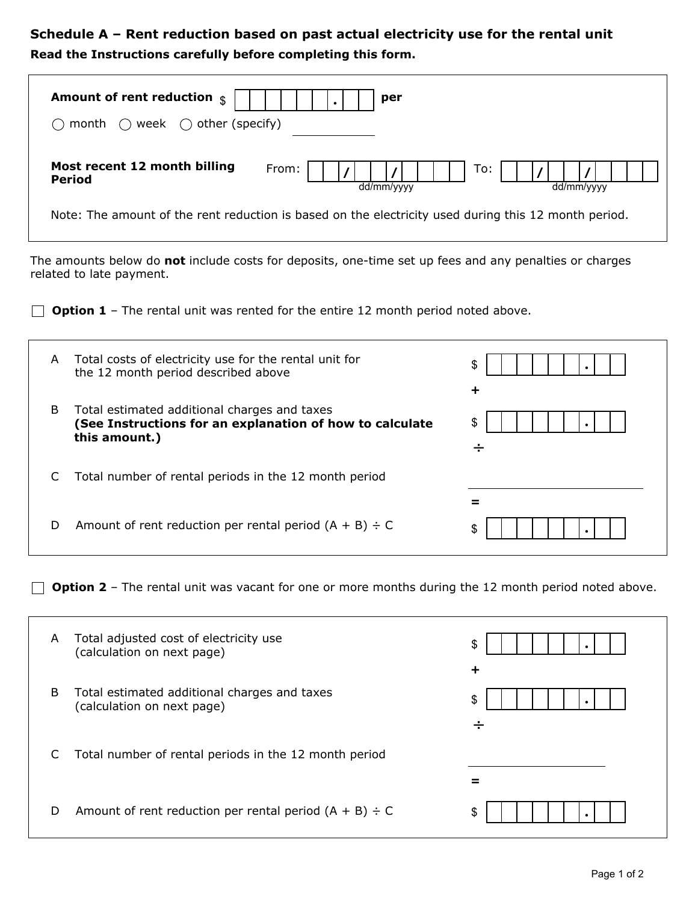## Schedule A – Rent reduction based on past actual electricity use for the rental unit

**Read the Instructions carefully before completing this form.**

**Amount of rent reduction** $ ______ . ___ **per**

○ month ○ week ○ other (specify) ____________

**Most recent 12 month billing Period** From: ___/___/______ (dd/mm/yyyy) To: ___/___/______ (dd/mm/yyyy)

Note: The amount of the rent reduction is based on the electricity used during this 12 month period.

The amounts below do **not** include costs for deposits, one-time set up fees and any penalties or charges related to late payment.

☐ **Option 1** – The rental unit was rented for the entire 12 month period noted above.

| | | |
|---|---|---|
| A | Total costs of electricity use for the rental unit for the 12 month period described above | $ ______ . ___ |
| | | + |
| B | Total estimated additional charges and taxes **(See Instructions for an explanation of how to calculate this amount.)** | $ ______ . ___ |
| | | ÷ |
| C | Total number of rental periods in the 12 month period | ______ |
| | | = |
| D | Amount of rent reduction per rental period (A + B) ÷ C | $ ______ . ___ |

☐ **Option 2** – The rental unit was vacant for one or more months during the 12 month period noted above.

| | | |
|---|---|---|
| A | Total adjusted cost of electricity use (calculation on next page) | $ ______ . ___ |
| | | + |
| B | Total estimated additional charges and taxes (calculation on next page) | $ ______ . ___ |
| | | ÷ |
| C | Total number of rental periods in the 12 month period | ______ |
| | | = |
| D | Amount of rent reduction per rental period (A + B) ÷ C | $ ______ . ___ |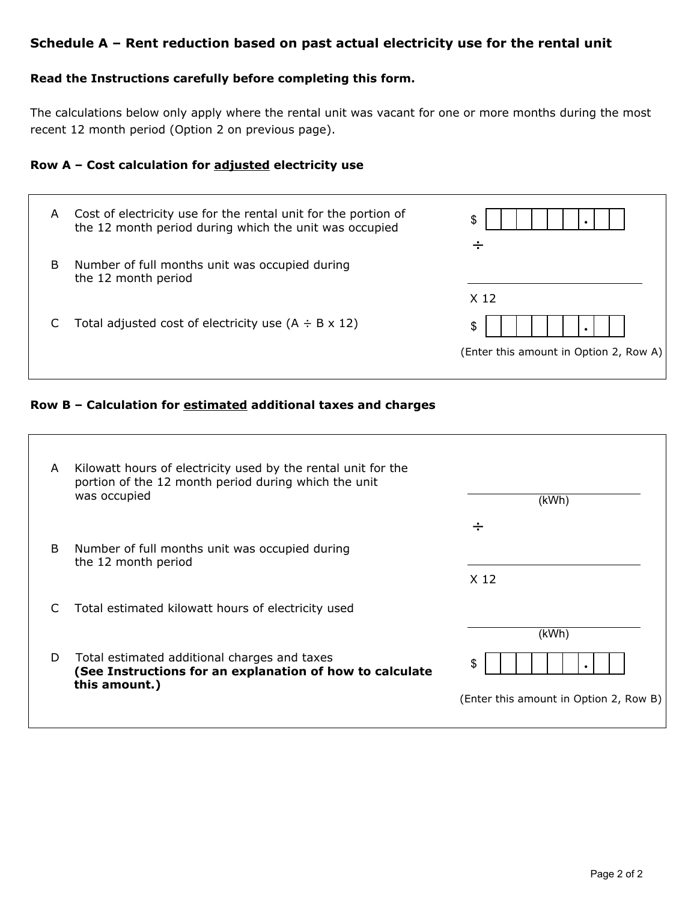## Schedule A – Rent reduction based on past actual electricity use for the rental unit

**Read the Instructions carefully before completing this form.**

The calculations below only apply where the rental unit was vacant for one or more months during the most recent 12 month period (Option 2 on previous page).

**Row A – Cost calculation for adjusted electricity use**

| | | |
|---|---|---|
| A | Cost of electricity use for the rental unit for the portion of the 12 month period during which the unit was occupied | $ ______ . ___ |
| | | ÷ |
| B | Number of full months unit was occupied during the 12 month period | ______ |
| | | X 12 |
| C | Total adjusted cost of electricity use (A ÷ B x 12) | $ ______ . ___ (Enter this amount in Option 2, Row A) |

**Row B – Calculation for estimated additional taxes and charges**

| | | |
|---|---|---|
| A | Kilowatt hours of electricity used by the rental unit for the portion of the 12 month period during which the unit was occupied | ______ (kWh) |
| | | ÷ |
| B | Number of full months unit was occupied during the 12 month period | ______ |
| | | X 12 |
| C | Total estimated kilowatt hours of electricity used | ______ (kWh) |
| D | Total estimated additional charges and taxes **(See Instructions for an explanation of how to calculate this amount.)** | $ ______ . ___ (Enter this amount in Option 2, Row B) |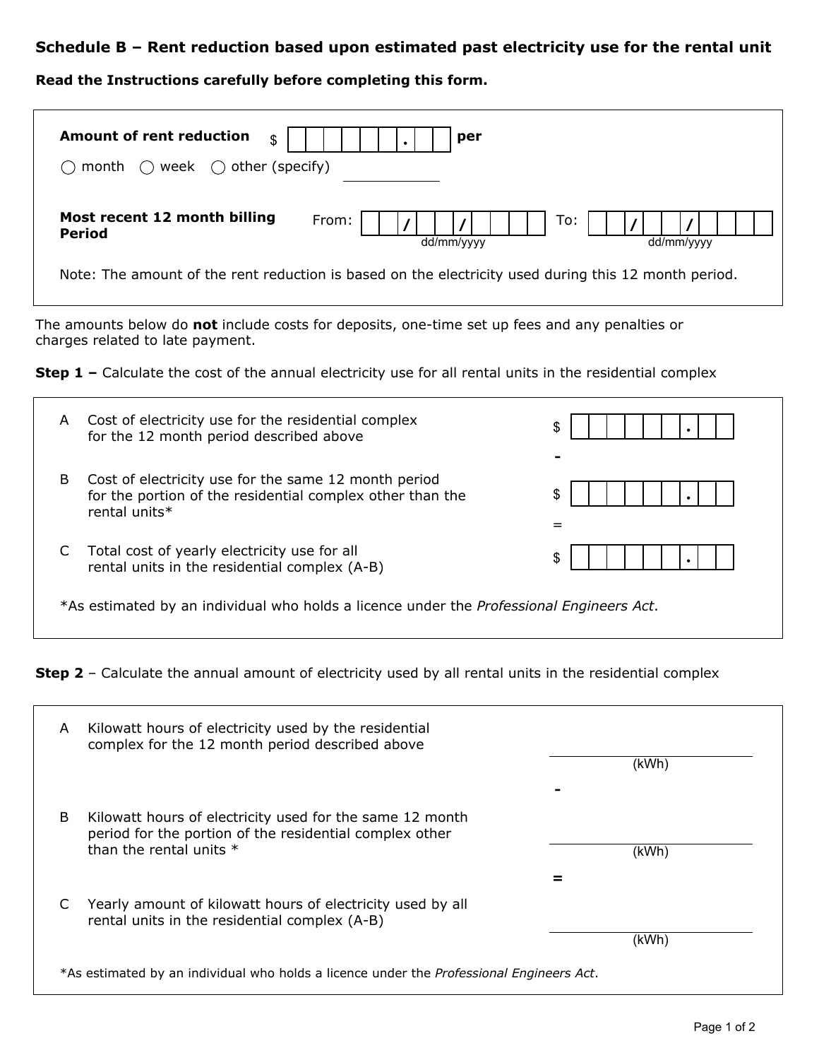## Schedule B – Rent reduction based upon estimated past electricity use for the rental unit

**Read the Instructions carefully before completing this form.**

**Amount of rent reduction** $ ________ . ____ **per**

○ month ○ week ○ other (specify) ____________

**Most recent 12 month billing Period** From: ___ / ___ / _______ (dd/mm/yyyy) To: ___ / ___ / _______ (dd/mm/yyyy)

Note: The amount of the rent reduction is based on the electricity used during this 12 month period.

The amounts below do **not** include costs for deposits, one-time set up fees and any penalties or charges related to late payment.

**Step 1 –** Calculate the cost of the annual electricity use for all rental units in the residential complex

| | | |
|---|---|---|
| A | Cost of electricity use for the residential complex for the 12 month period described above | $ ________ . ____ |
| | | - |
| B | Cost of electricity use for the same 12 month period for the portion of the residential complex other than the rental units* | $ ________ . ____ |
| | | = |
| C | Total cost of yearly electricity use for all rental units in the residential complex (A-B) | $ ________ . ____ |

*As estimated by an individual who holds a licence under the *Professional Engineers Act*.

**Step 2** – Calculate the annual amount of electricity used by all rental units in the residential complex

| | | |
|---|---|---|
| A | Kilowatt hours of electricity used by the residential complex for the 12 month period described above | ____________ (kWh) |
| | | - |
| B | Kilowatt hours of electricity used for the same 12 month period for the portion of the residential complex other than the rental units * | ____________ (kWh) |
| | | = |
| C | Yearly amount of kilowatt hours of electricity used by all rental units in the residential complex (A-B) | ____________ (kWh) |

*As estimated by an individual who holds a licence under the *Professional Engineers Act*.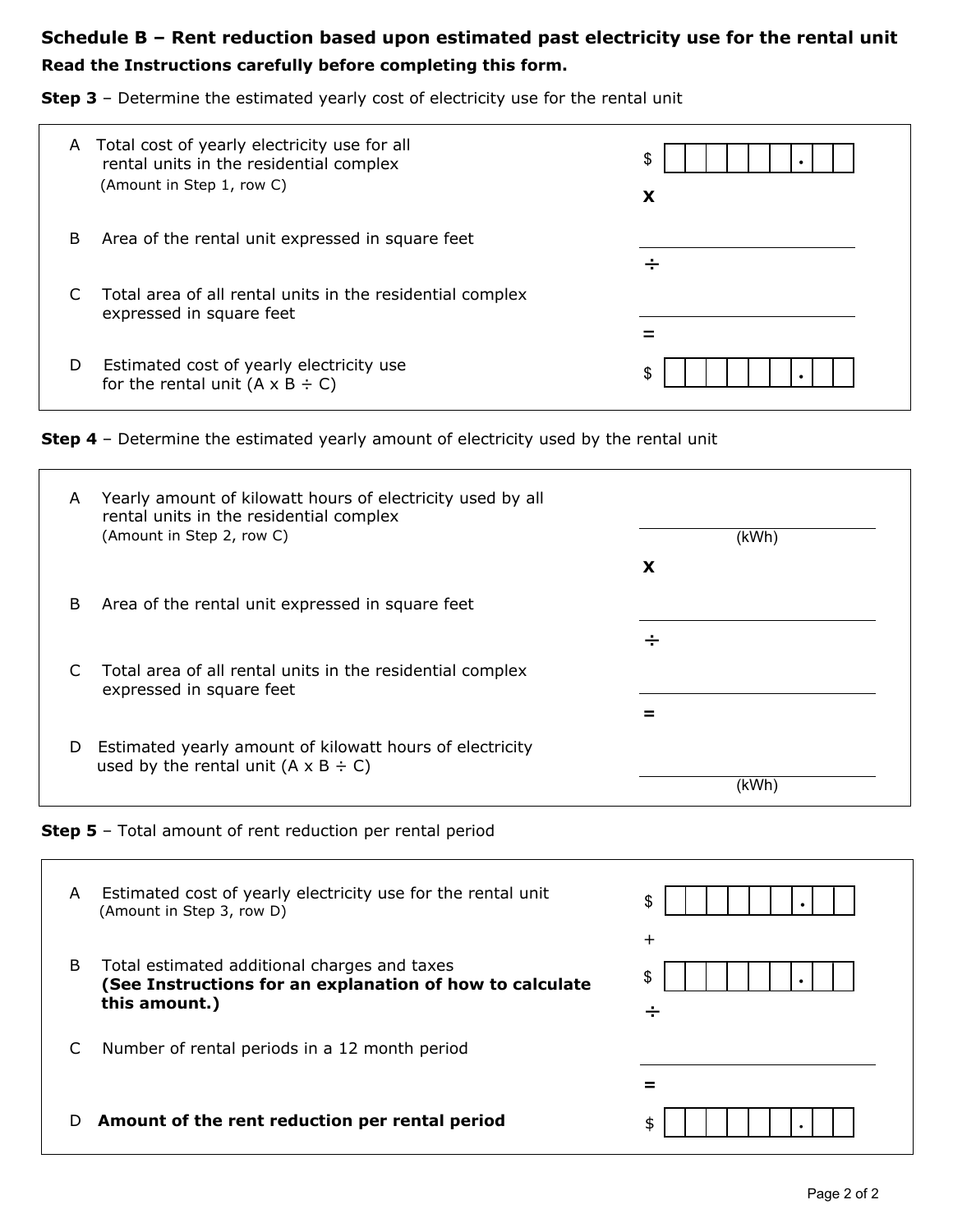## Schedule B – Rent reduction based upon estimated past electricity use for the rental unit

**Read the Instructions carefully before completing this form.**

**Step 3** – Determine the estimated yearly cost of electricity use for the rental unit

| | | |
|---|---|---|
| A | Total cost of yearly electricity use for all rental units in the residential complex (Amount in Step 1, row C) | $ ______ . ___ |
| | | x |
| B | Area of the rental unit expressed in square feet | ______ |
| | | ÷ |
| C | Total area of all rental units in the residential complex expressed in square feet | ______ |
| | | = |
| D | Estimated cost of yearly electricity use for the rental unit (A x B ÷ C) | $ ______ . ___ |

**Step 4** – Determine the estimated yearly amount of electricity used by the rental unit

| | | |
|---|---|---|
| A | Yearly amount of kilowatt hours of electricity used by all rental units in the residential complex (Amount in Step 2, row C) | ______ (kWh) |
| | | x |
| B | Area of the rental unit expressed in square feet | ______ |
| | | ÷ |
| C | Total area of all rental units in the residential complex expressed in square feet | ______ |
| | | = |
| D | Estimated yearly amount of kilowatt hours of electricity used by the rental unit (A x B ÷ C) | ______ (kWh) |

**Step 5** – Total amount of rent reduction per rental period

| | | |
|---|---|---|
| A | Estimated cost of yearly electricity use for the rental unit (Amount in Step 3, row D) | $ ______ . ___ |
| | | + |
| B | Total estimated additional charges and taxes **(See Instructions for an explanation of how to calculate this amount.)** | $ ______ . ___ |
| | | ÷ |
| C | Number of rental periods in a 12 month period | ______ |
| | | = |
| D | **Amount of the rent reduction per rental period** | $ ______ . ___ |